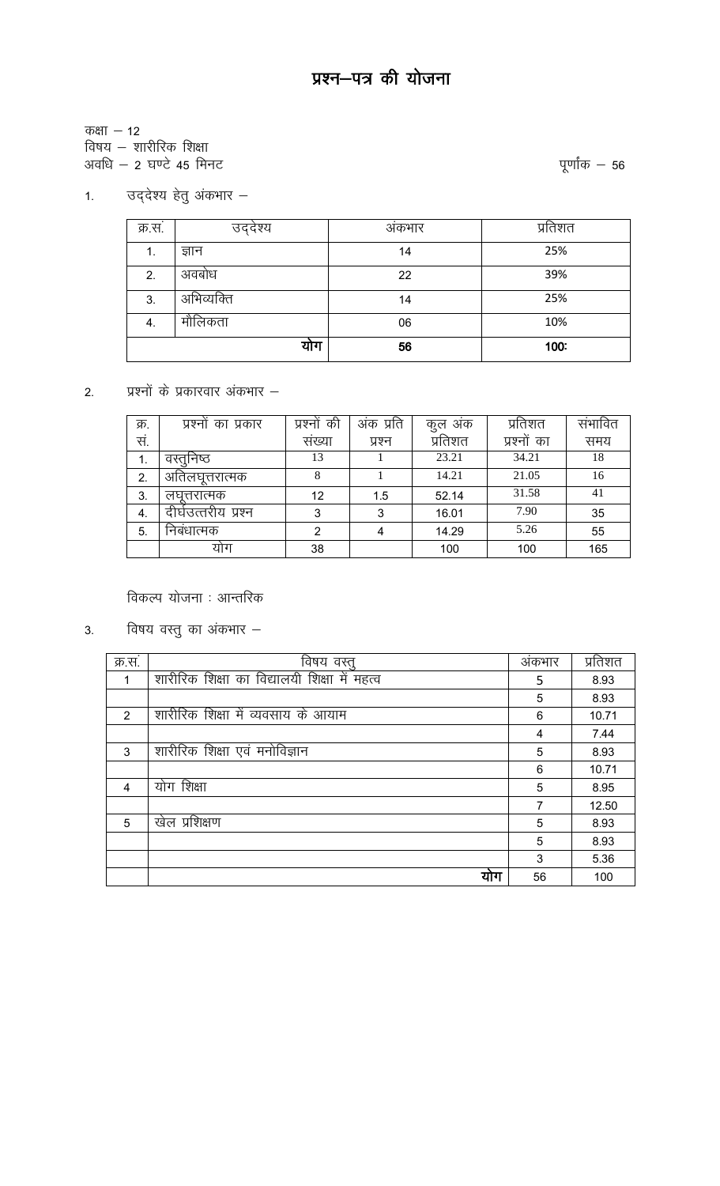# प्रश्न–पत्र की योजना

कक्षा – 12
विषय – शारीरिक शिक्षा
अवधि – 2 घण्टे 45 मिनट

पूर्णांक – 56

1. उद्देश्य हेतु अंकभार –

| क्र.सं. | उद्देश्य | अंकभार | प्रतिशत |
|---|---|---|---|
| 1. | ज्ञान | 14 | 25% |
| 2. | अवबोध | 22 | 39% |
| 3. | अभिव्यक्ति | 14 | 25% |
| 4. | मौलिकता | 06 | 10% |
| | योग | 56 | 100: |

2. प्रश्नों के प्रकारवार अंकभार –

| क्र. सं. | प्रश्नों का प्रकार | प्रश्नों की संख्या | अंक प्रति प्रश्न | कुल अंक प्रतिशत | प्रतिशत प्रश्नों का | संभावित समय |
|---|---|---|---|---|---|---|
| 1. | वस्तुनिष्ठ | 13 | 1 | 23.21 | 34.21 | 18 |
| 2. | अतिलघूतरात्मक | 8 | 1 | 14.21 | 21.05 | 16 |
| 3. | लघूत्तरात्मक | 12 | 1.5 | 52.14 | 31.58 | 41 |
| 4. | दीर्घउत्तरीय प्रश्न | 3 | 3 | 16.01 | 7.90 | 35 |
| 5. | निबंधात्मक | 2 | 4 | 14.29 | 5.26 | 55 |
| | योग | 38 | | 100 | 100 | 165 |

विकल्प योजना : आन्तरिक

3. विषय वस्तु का अंकभार –

| क्र.सं. | विषय वस्तु | अंकभार | प्रतिशत |
|---|---|---|---|
| 1 | शारीरिक शिक्षा का विद्यालयी शिक्षा में महत्व | 5 | 8.93 |
| | | 5 | 8.93 |
| 2 | शारीरिक शिक्षा में व्यवसाय के आयाम | 6 | 10.71 |
| | | 4 | 7.44 |
| 3 | शारीरिक शिक्षा एवं मनोविज्ञान | 5 | 8.93 |
| | | 6 | 10.71 |
| 4 | योग शिक्षा | 5 | 8.95 |
| | | 7 | 12.50 |
| 5 | खेल प्रशिक्षण | 5 | 8.93 |
| | | 5 | 8.93 |
| | | 3 | 5.36 |
| | योग | 56 | 100 |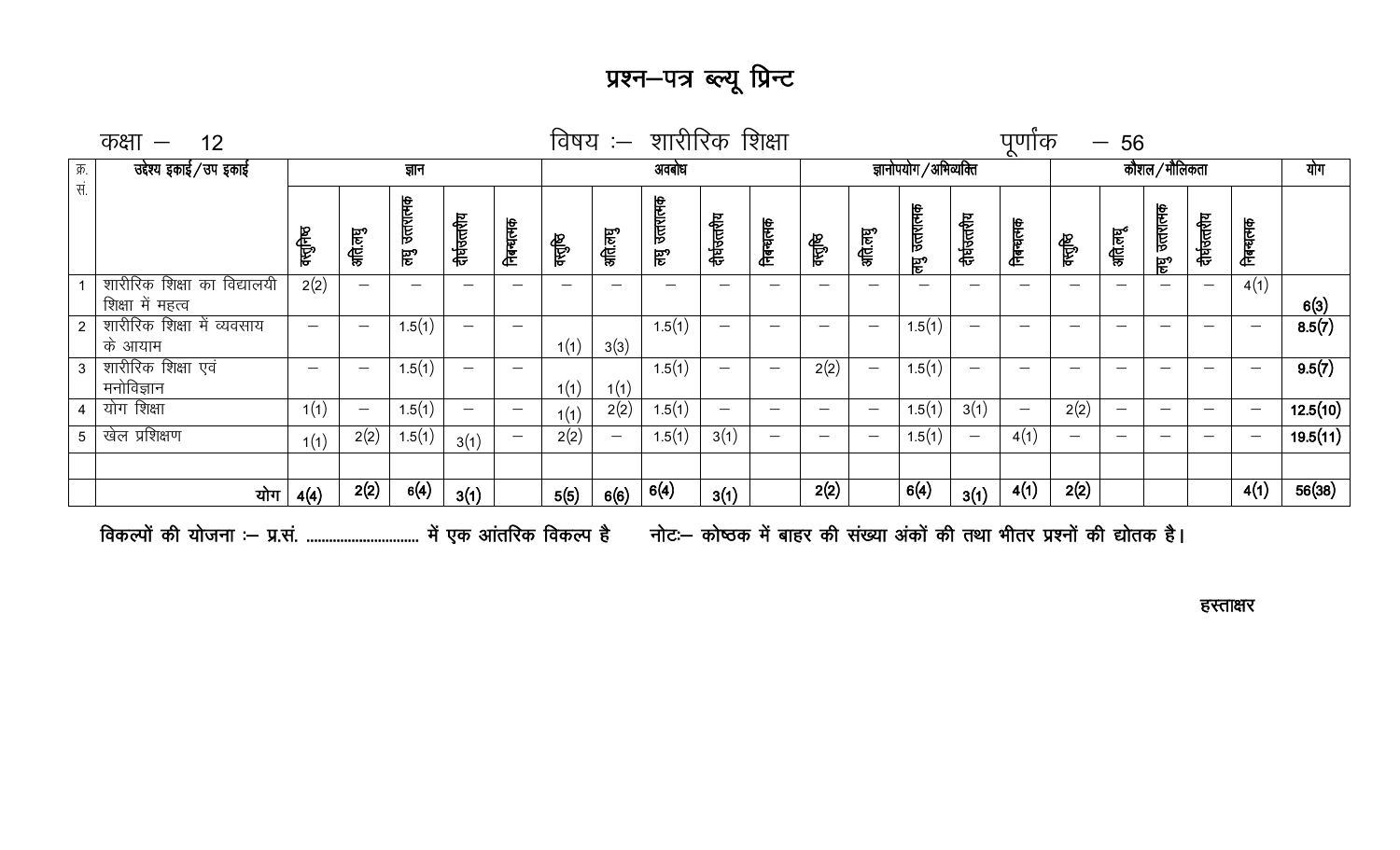# प्रश्न–पत्र ब्ल्यू प्रिन्ट

कक्षा – 12 &nbsp;&nbsp;&nbsp;&nbsp; विषय :– शारीरिक शिक्षा &nbsp;&nbsp;&nbsp;&nbsp; पूर्णांक – 56

| क्र. सं. | उद्देश्य इकाई/उप इकाई | ज्ञान | | | | | अवबोध | | | | | ज्ञानोपयोग/अभिव्यक्ति | | | | | कौशल/मौलिकता | | | | | योग |
|---|---|---|---|---|---|---|---|---|---|---|---|---|---|---|---|---|---|---|---|---|---|---|
| | | वस्तुनिष्ठ | अति.लघु | लघु उत्तरात्मक | दीर्घउत्तरीय | निबन्धात्मक | वस्तुनिष्ठ | अति.लघु | लघु उत्तरात्मक | दीर्घउत्तरीय | निबन्धात्मक | वस्तुनिष्ठ | अति.लघु | लघु उत्तरात्मक | दीर्घउत्तरीय | निबन्धात्मक | वस्तुनिष्ठ | अति.लघु | लघु उत्तरात्मक | दीर्घउत्तरीय | निबन्धात्मक | |
| 1 | शारीरिक शिक्षा का विद्यालयी शिक्षा में महत्व | 2(2) | – | – | – | – | – | – | – | – | – | – | – | – | – | – | – | – | – | – | 4(1) | 6(3) |
| 2 | शारीरिक शिक्षा में व्यवसाय के आयाम | – | – | 1.5(1) | – | – | 1(1) | 3(3) | 1.5(1) | – | – | – | – | 1.5(1) | – | – | – | – | – | – | – | 8.5(7) |
| 3 | शारीरिक शिक्षा एवं मनोविज्ञान | – | – | 1.5(1) | – | – | 1(1) | 1(1) | 1.5(1) | – | – | 2(2) | – | 1.5(1) | – | – | – | – | – | – | – | 9.5(7) |
| 4 | योग शिक्षा | 1(1) | – | 1.5(1) | – | – | 1(1) | 2(2) | 1.5(1) | – | – | – | – | 1.5(1) | 3(1) | – | 2(2) | – | – | – | – | 12.5(10) |
| 5 | खेल प्रशिक्षण | 1(1) | 2(2) | 1.5(1) | 3(1) | – | 2(2) | – | 1.5(1) | 3(1) | – | – | – | 1.5(1) | – | 4(1) | – | – | – | – | – | 19.5(11) |
| | | | | | | | | | | | | | | | | | | | | | | |
| | योग | 4(4) | 2(2) | 6(4) | 3(1) | | 5(5) | 6(6) | 6(4) | 3(1) | | 2(2) | | 6(4) | 3(1) | 4(1) | 2(2) | | | | 4(1) | 56(38) |

**विकल्पों की योजना :– प्र.सं. ............................ में एक आंतरिक विकल्प है** &nbsp;&nbsp;&nbsp;&nbsp; **नोटः– कोष्ठक में बाहर की संख्या अंकों की तथा भीतर प्रश्नों की द्योतक है।**

**हस्ताक्षर**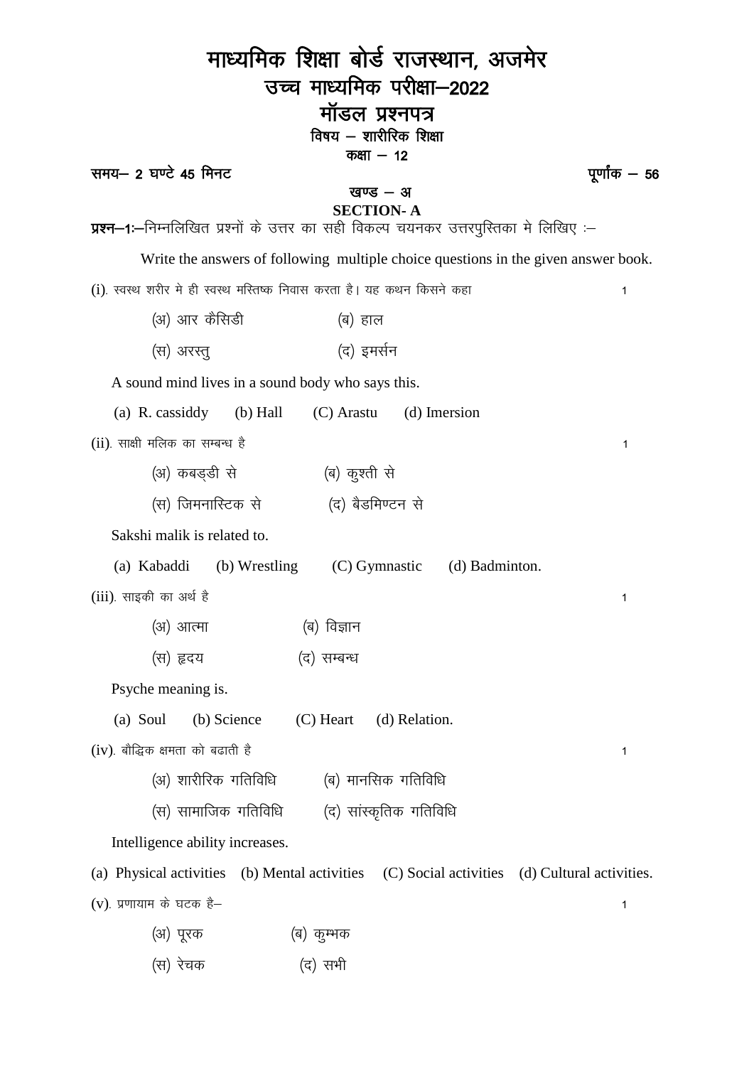# माध्यमिक शिक्षा बोर्ड राजस्थान, अजमेर

## उच्च माध्यमिक परीक्षा–2022

## मॉडल प्रश्नपत्र

**विषय – शारीरिक शिक्षा**

**कक्षा – 12**

**समय– 2 घण्टे 45 मिनट** | **पूर्णांक – 56**

### खण्ड – अ

### SECTION- A

**प्रश्न–1:**–निम्नलिखित प्रश्नों के उत्तर का सही विकल्प चयनकर उत्तरपुस्तिका मे लिखिए :–

Write the answers of following multiple choice questions in the given answer book.

(i). स्वस्थ शरीर मे ही स्वस्थ मस्तिष्क निवास करता है। यह कथन किसने कहा — 1

(अ) आर कैसिडी (ब) हाल

(स) अरस्तु (द) इमर्सन

A sound mind lives in a sound body who says this.

(a) R. cassiddy (b) Hall (C) Arastu (d) Imersion

(ii). साक्षी मलिक का सम्बन्ध है — 1

(अ) कबड्डी से (ब) कुश्ती से

(स) जिमनास्टिक से (द) बैडमिण्टन से

Sakshi malik is related to.

(a) Kabaddi (b) Wrestling (C) Gymnastic (d) Badminton.

(iii). साइकी का अर्थ है — 1

(अ) आत्मा (ब) विज्ञान

(स) हृदय (द) सम्बन्ध

Psyche meaning is.

(a) Soul (b) Science (C) Heart (d) Relation.

(iv). बौद्धिक क्षमता को बढाती है — 1

(अ) शारीरिक गतिविधि (ब) मानसिक गतिविधि

(स) सामाजिक गतिविधि (द) सांस्कृतिक गतिविधि

Intelligence ability increases.

(a) Physical activities (b) Mental activities (C) Social activities (d) Cultural activities.

(v). प्रणायाम के घटक है– — 1

(अ) पूरक (ब) कुम्भक

(स) रेचक (द) सभी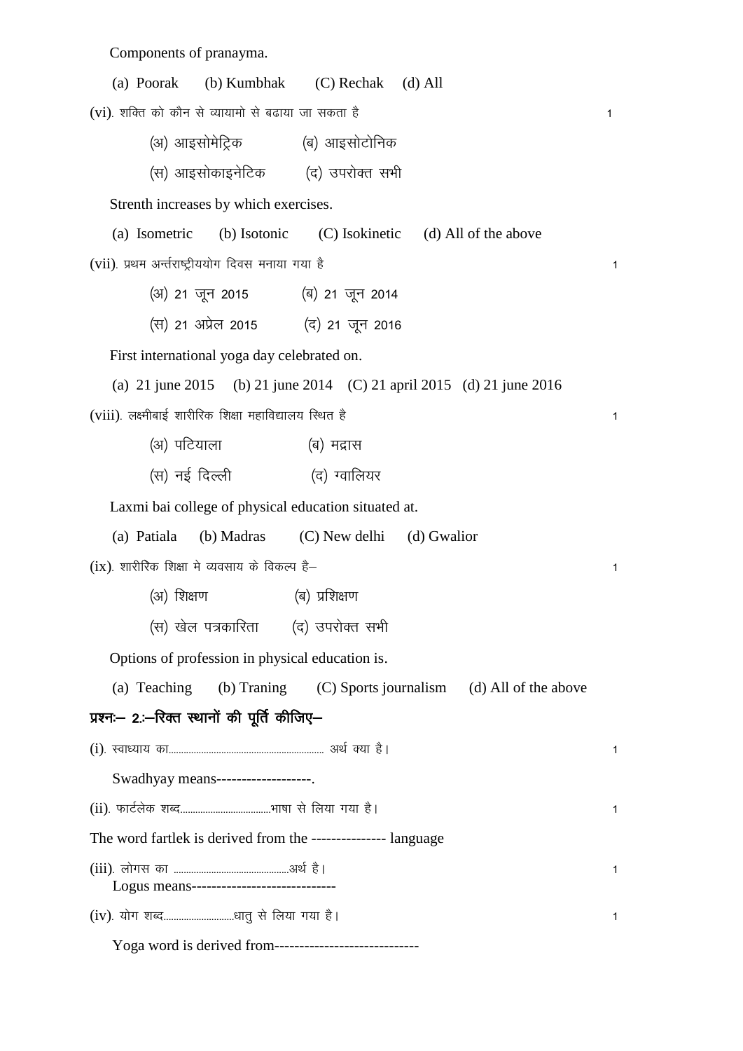Components of pranayma.

(a) Poorak (b) Kumbhak (C) Rechak (d) All

(vi). शक्ति को कौन से व्यायामो से बढाया जा सकता है 1

(अ) आइसोमेट्रिक (ब) आइसोटोनिक

(स) आइसोकाइनेटिक (द) उपरोक्त सभी

Strenth increases by which exercises.

(a) Isometric (b) Isotonic (C) Isokinetic (d) All of the above

(vii). प्रथम अर्न्तराष्ट्रीययोग दिवस मनाया गया है 1

(अ) 21 जून 2015 (ब) 21 जून 2014

(स) 21 अप्रेल 2015 (द) 21 जून 2016

First international yoga day celebrated on.

(a) 21 june 2015 (b) 21 june 2014 (C) 21 april 2015 (d) 21 june 2016

(viii). लक्ष्मीबाई शारीरिक शिक्षा महाविद्यालय स्थित है 1

(अ) पटियाला (ब) मद्रास

(स) नई दिल्ली (द) ग्वालियर

Laxmi bai college of physical education situated at.

(a) Patiala (b) Madras (C) New delhi (d) Gwalior

(ix). शारीरिक शिक्षा मे व्यवसाय के विकल्प है– 1

(अ) शिक्षण (ब) प्रशिक्षण

(स) खेल पत्रकारिता (द) उपरोक्त सभी

Options of profession in physical education is.

(a) Teaching (b) Traning (C) Sports journalism (d) All of the above

**प्रश्नः– 2.:–रिक्त स्थानों की पूर्ति कीजिए–**

(i). स्वाध्याय का............................................................ अर्थ क्या है। 1

Swadhyay means-------------------.

(ii). फार्टलेक शब्द...................................भाषा से लिया गया है। 1

The word fartlek is derived from the --------------- language

(iii). लोगस का ............................................अर्थ है। 1

Logus means-----------------------------

(iv). योग शब्द...........................धातु से लिया गया है। 1

Yoga word is derived from----------------------------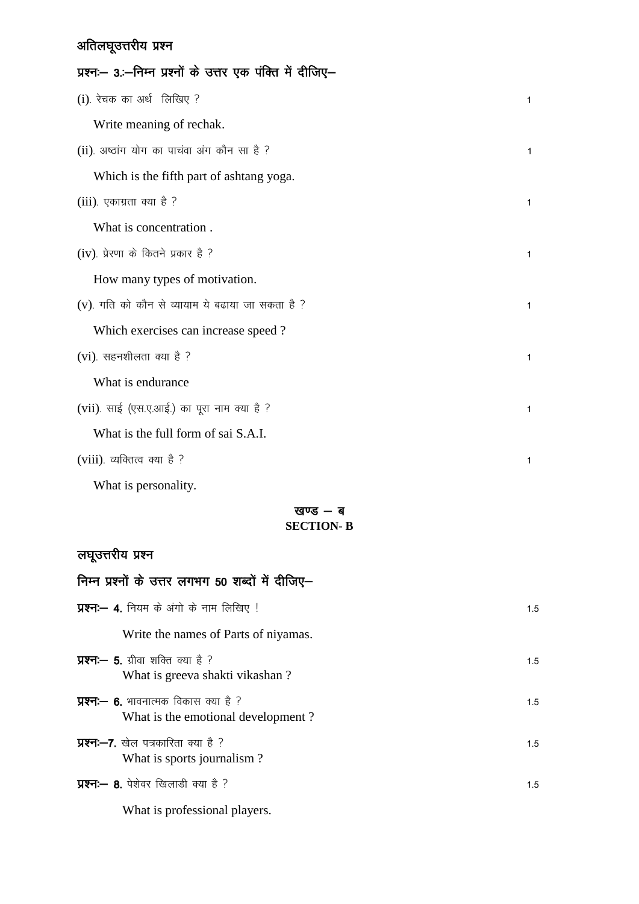## अतिलघूउत्तरीय प्रश्न

### प्रश्नः– 3.:–निम्न प्रश्नों के उत्तर एक पंक्ति में दीजिए–

(i). रेचक का अर्थ लिखिए ? 1

Write meaning of rechak.

(ii). अष्ठांग योग का पाचंवा अंग कौन सा है ? 1

Which is the fifth part of ashtang yoga.

(iii). एकाग्रता क्या है ? 1

What is concentration .

(iv). प्रेरणा के कितने प्रकार है ? 1

How many types of motivation.

(v). गति को कौन से व्यायाम ये बढाया जा सकता है ? 1

Which exercises can increase speed ?

(vi). सहनशीलता क्या है ? 1

What is endurance

(vii). साई (एस.ए.आई.) का पूरा नाम क्या है ? 1

What is the full form of sai S.A.I.

(viii). व्यक्तित्व क्या है ? 1

What is personality.

## खण्ड – ब
## SECTION- B

## लघूउत्तरीय प्रश्न

### निम्न प्रश्नों के उत्तर लगभग 50 शब्दों में दीजिए–

**प्रश्नः– 4.** नियम के अंगो के नाम लिखिए ! 1.5

Write the names of Parts of niyamas.

**प्रश्नः– 5.** ग्रीवा शक्ति क्या है ? 1.5
What is greeva shakti vikashan ?

**प्रश्नः– 6.** भावनात्मक विकास क्या है ? 1.5
What is the emotional development ?

**प्रश्नः–7.** खेल पत्रकारिता क्या है ? 1.5
What is sports journalism ?

**प्रश्नः– 8.** पेशेवर खिलाडी क्या है ? 1.5

What is professional players.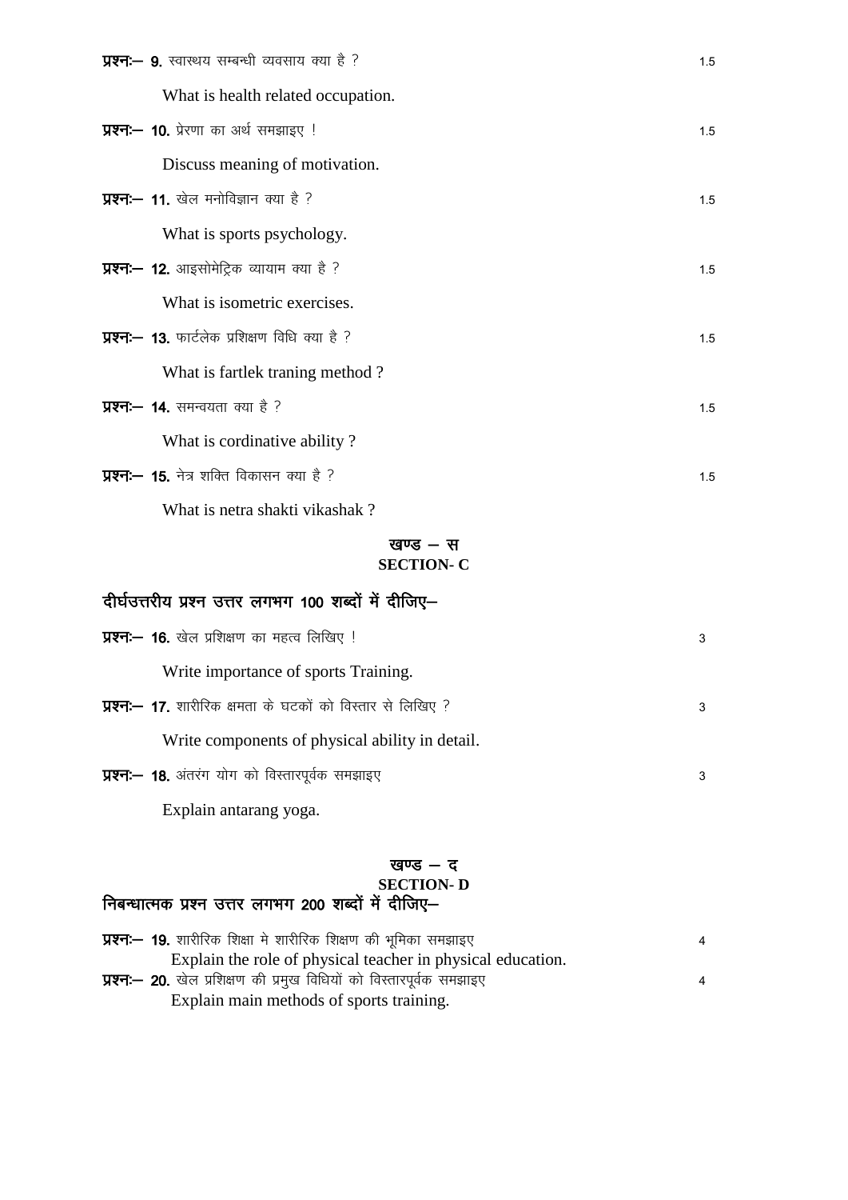**प्रश्नः— 9.** स्वास्थय सम्बन्धी व्यवसाय क्या है ? 1.5

What is health related occupation.

**प्रश्नः— 10.** प्रेरणा का अर्थ समझाइए ! 1.5

Discuss meaning of motivation.

**प्रश्नः— 11.** खेल मनोविज्ञान क्या है ? 1.5

What is sports psychology.

**प्रश्नः— 12.** आइसोमेट्रिक व्यायाम क्या है ? 1.5

What is isometric exercises.

**प्रश्नः— 13.** फार्टलेक प्रशिक्षण विधि क्या है ? 1.5

What is fartlek traning method ?

**प्रश्नः— 14.** समन्वयता क्या है ? 1.5

What is cordinative ability ?

**प्रश्नः— 15.** नेत्र शक्ति विकासन क्या है ? 1.5

What is netra shakti vikashak ?

## खण्ड — स
## SECTION- C

### दीर्घउत्तरीय प्रश्न उत्तर लगभग 100 शब्दों में दीजिए—

**प्रश्नः— 16.** खेल प्रशिक्षण का महत्व लिखिए ! 3

Write importance of sports Training.

**प्रश्नः— 17.** शारीरिक क्षमता के घटकों को विस्तार से लिखिए ? 3

Write components of physical ability in detail.

**प्रश्नः— 18.** अंतरंग योग को विस्तारपूर्वक समझाइए 3

Explain antarang yoga.

## खण्ड — द
## SECTION- D

### निबन्धात्मक प्रश्न उत्तर लगभग 200 शब्दों में दीजिए—

**प्रश्नः— 19.** शारीरिक शिक्षा मे शारीरिक शिक्षण की भूमिका समझाइए 4

Explain the role of physical teacher in physical education.

**प्रश्नः— 20.** खेल प्रशिक्षण की प्रमुख विधियों को विस्तारपूर्वक समझाइए 4

Explain main methods of sports training.